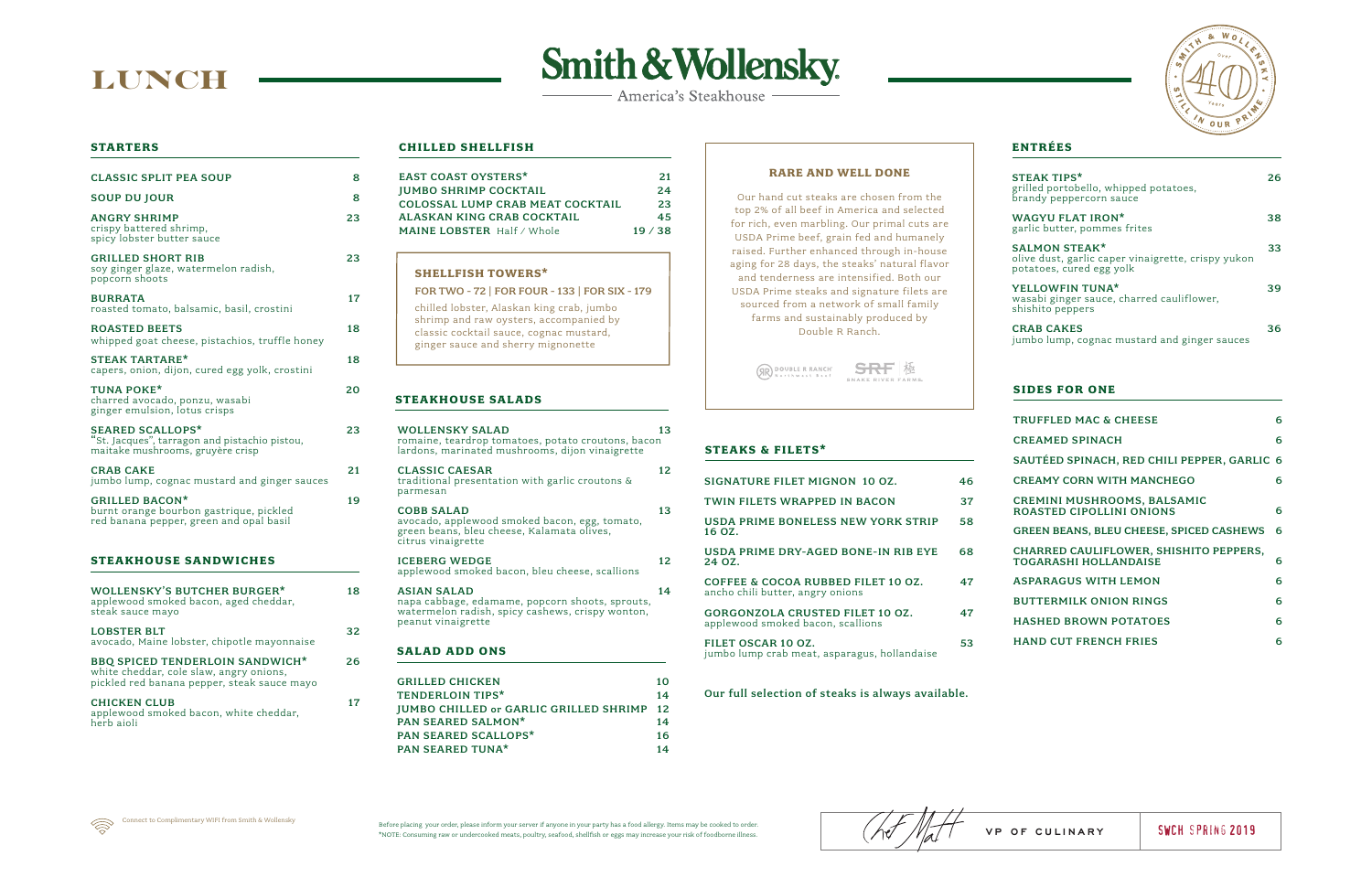# LUNCH

# Smith & Wollensky

America's Steakhouse

## STARTERS

| Item | Price |
|---|---|
| **CLASSIC SPLIT PEA SOUP** | 8 |
| **SOUP DU JOUR** | 8 |
| **ANGRY SHRIMP** crispy battered shrimp, spicy lobster butter sauce | 23 |
| **GRILLED SHORT RIB** soy ginger glaze, watermelon radish, popcorn shoots | 23 |
| **BURRATA** roasted tomato, balsamic, basil, crostini | 17 |
| **ROASTED BEETS** whipped goat cheese, pistachios, truffle honey | 18 |
| **STEAK TARTARE*** capers, onion, dijon, cured egg yolk, crostini | 18 |
| **TUNA POKE*** charred avocado, ponzu, wasabi ginger emulsion, lotus crisps | 20 |
| **SEARED SCALLOPS*** "St. Jacques", tarragon and pistachio pistou, maitake mushrooms, gruyère crisp | 23 |
| **CRAB CAKE** jumbo lump, cognac mustard and ginger sauces | 21 |
| **GRILLED BACON*** burnt orange bourbon gastrique, pickled red banana pepper, green and opal basil | 19 |

## STEAKHOUSE SANDWICHES

| Item | Price |
|---|---|
| **WOLLENSKY'S BUTCHER BURGER*** applewood smoked bacon, aged cheddar, steak sauce mayo | 18 |
| **LOBSTER BLT** avocado, Maine lobster, chipotle mayonnaise | 32 |
| **BBQ SPICED TENDERLOIN SANDWICH*** white cheddar, cole slaw, angry onions, pickled red banana pepper, steak sauce mayo | 26 |
| **CHICKEN CLUB** applewood smoked bacon, white cheddar, herb aioli | 17 |

## CHILLED SHELLFISH

| Item | Price |
|---|---|
| **EAST COAST OYSTERS*** | 21 |
| **JUMBO SHRIMP COCKTAIL** | 24 |
| **COLOSSAL LUMP CRAB MEAT COCKTAIL** | 23 |
| **ALASKAN KING CRAB COCKTAIL** | 45 |
| **MAINE LOBSTER** Half / Whole | 19 / 38 |

### SHELLFISH TOWERS*

**FOR TWO - 72 | FOR FOUR - 133 | FOR SIX - 179**

chilled lobster, Alaskan king crab, jumbo shrimp and raw oysters, accompanied by classic cocktail sauce, cognac mustard, ginger sauce and sherry mignonette

## STEAKHOUSE SALADS

| Item | Price |
|---|---|
| **WOLLENSKY SALAD** romaine, teardrop tomatoes, potato croutons, bacon lardons, marinated mushrooms, dijon vinaigrette | 13 |
| **CLASSIC CAESAR** traditional presentation with garlic croutons & parmesan | 12 |
| **COBB SALAD** avocado, applewood smoked bacon, egg, tomato, green beans, bleu cheese, Kalamata olives, citrus vinaigrette | 13 |
| **ICEBERG WEDGE** applewood smoked bacon, bleu cheese, scallions | 12 |
| **ASIAN SALAD** napa cabbage, edamame, popcorn shoots, sprouts, watermelon radish, spicy cashews, crispy wonton, peanut vinaigrette | 14 |

## SALAD ADD ONS

| Item | Price |
|---|---|
| **GRILLED CHICKEN** | 10 |
| **TENDERLOIN TIPS*** | 14 |
| **JUMBO CHILLED or GARLIC GRILLED SHRIMP** | 12 |
| **PAN SEARED SALMON*** | 14 |
| **PAN SEARED SCALLOPS*** | 16 |
| **PAN SEARED TUNA*** | 14 |

### RARE AND WELL DONE

Our hand cut steaks are chosen from the top 2% of all beef in America and selected for rich, even marbling. Our primal cuts are USDA Prime beef, grain fed and humanely raised. Further enhanced through in-house aging for 28 days, the steaks' natural flavor and tenderness are intensified. Both our USDA Prime steaks and signature filets are sourced from a network of small family farms and sustainably produced by Double R Ranch.

DOUBLE R RANCH Northwest Beef · SRF SNAKE RIVER FARMS

## STEAKS & FILETS*

| Item | Price |
|---|---|
| **SIGNATURE FILET MIGNON 10 OZ.** | 46 |
| **TWIN FILETS WRAPPED IN BACON** | 37 |
| **USDA PRIME BONELESS NEW YORK STRIP 16 OZ.** | 58 |
| **USDA PRIME DRY-AGED BONE-IN RIB EYE 24 OZ.** | 68 |
| **COFFEE & COCOA RUBBED FILET 10 OZ.** ancho chili butter, angry onions | 47 |
| **GORGONZOLA CRUSTED FILET 10 OZ.** applewood smoked bacon, scallions | 47 |
| **FILET OSCAR 10 OZ.** jumbo lump crab meat, asparagus, hollandaise | 53 |

**Our full selection of steaks is always available.**

## ENTRÉES

| Item | Price |
|---|---|
| **STEAK TIPS*** grilled portobello, whipped potatoes, brandy peppercorn sauce | 26 |
| **WAGYU FLAT IRON*** garlic butter, pommes frites | 38 |
| **SALMON STEAK*** olive dust, garlic caper vinaigrette, crispy yukon potatoes, cured egg yolk | 33 |
| **YELLOWFIN TUNA*** wasabi ginger sauce, charred cauliflower, shishito peppers | 39 |
| **CRAB CAKES** jumbo lump, cognac mustard and ginger sauces | 36 |

## SIDES FOR ONE

| Item | Price |
|---|---|
| **TRUFFLED MAC & CHEESE** | 6 |
| **CREAMED SPINACH** | 6 |
| **SAUTÉED SPINACH, RED CHILI PEPPER, GARLIC** | 6 |
| **CREAMY CORN WITH MANCHEGO** | 6 |
| **CREMINI MUSHROOMS, BALSAMIC ROASTED CIPOLLINI ONIONS** | 6 |
| **GREEN BEANS, BLEU CHEESE, SPICED CASHEWS** | 6 |
| **CHARRED CAULIFLOWER, SHISHITO PEPPERS, TOGARASHI HOLLANDAISE** | 6 |
| **ASPARAGUS WITH LEMON** | 6 |
| **BUTTERMILK ONION RINGS** | 6 |
| **HASHED BROWN POTATOES** | 6 |
| **HAND CUT FRENCH FRIES** | 6 |

Connect to Complimentary WIFI from Smith & Wollensky

Before placing your order, please inform your server if anyone in your party has a food allergy. Items may be cooked to order.
*NOTE: Consuming raw or undercooked meats, poultry, seafood, shellfish or eggs may increase your risk of foodborne illness.

VP OF CULINARY

SWCH SPRING 2019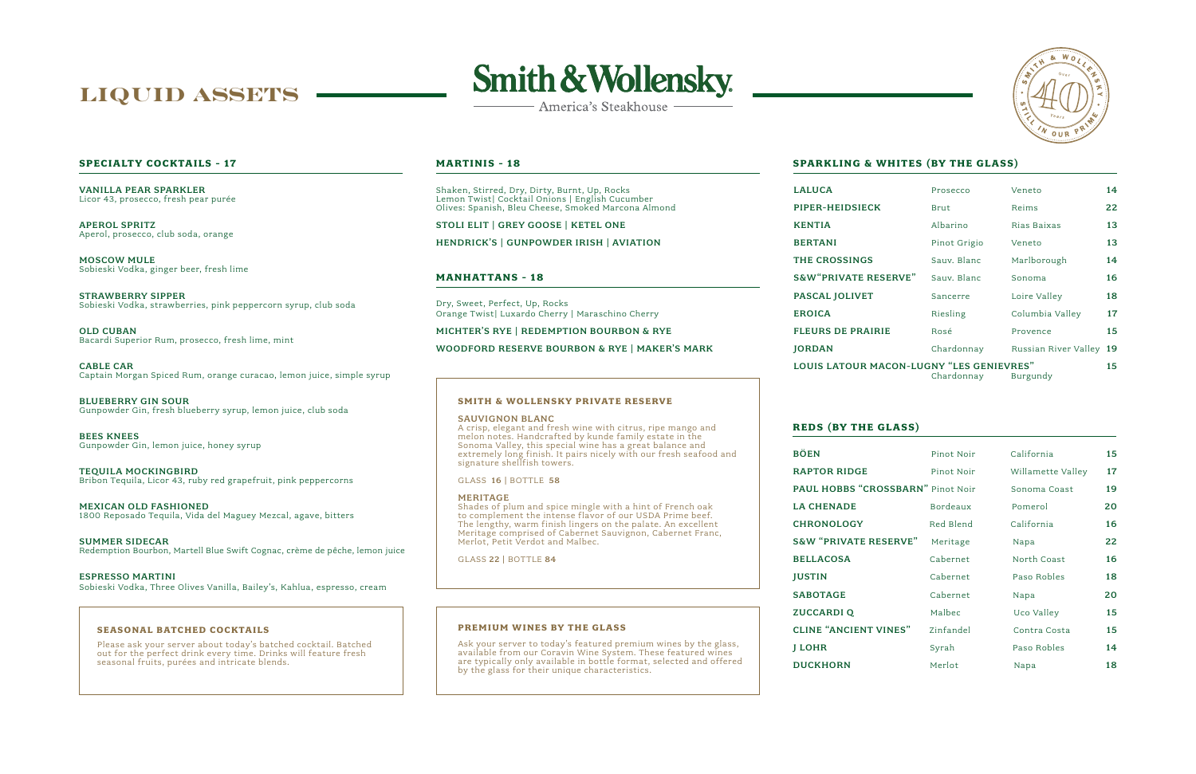# LIQUID ASSETS

# Smith & Wollensky

America's Steakhouse

Smith & Wollensky · Over 40 Years · Still In Our Prime

## SPECIALTY COCKTAILS - 17

**VANILLA PEAR SPARKLER**
Licor 43, prosecco, fresh pear purée

**APEROL SPRITZ**
Aperol, prosecco, club soda, orange

**MOSCOW MULE**
Sobieski Vodka, ginger beer, fresh lime

**STRAWBERRY SIPPER**
Sobieski Vodka, strawberries, pink peppercorn syrup, club soda

**OLD CUBAN**
Bacardi Superior Rum, prosecco, fresh lime, mint

**CABLE CAR**
Captain Morgan Spiced Rum, orange curacao, lemon juice, simple syrup

**BLUEBERRY GIN SOUR**
Gunpowder Gin, fresh blueberry syrup, lemon juice, club soda

**BEES KNEES**
Gunpowder Gin, lemon juice, honey syrup

**TEQUILA MOCKINGBIRD**
Bribon Tequila, Licor 43, ruby red grapefruit, pink peppercorns

**MEXICAN OLD FASHIONED**
1800 Reposado Tequila, Vida del Maguey Mezcal, agave, bitters

**SUMMER SIDECAR**
Redemption Bourbon, Martell Blue Swift Cognac, crème de pêche, lemon juice

**ESPRESSO MARTINI**
Sobieski Vodka, Three Olives Vanilla, Bailey's, Kahlua, espresso, cream

### SEASONAL BATCHED COCKTAILS

Please ask your server about today's batched cocktail. Batched out for the perfect drink every time. Drinks will feature fresh seasonal fruits, purées and intricate blends.

## MARTINIS - 18

Shaken, Stirred, Dry, Dirty, Burnt, Up, Rocks
Lemon Twist| Cocktail Onions | English Cucumber
Olives: Spanish, Bleu Cheese, Smoked Marcona Almond

**STOLI ELIT | GREY GOOSE | KETEL ONE**

**HENDRICK'S | GUNPOWDER IRISH | AVIATION**

## MANHATTANS - 18

Dry, Sweet, Perfect, Up, Rocks
Orange Twist| Luxardo Cherry | Maraschino Cherry

**MICHTER'S RYE | REDEMPTION BOURBON & RYE**

**WOODFORD RESERVE BOURBON & RYE | MAKER'S MARK**

### SMITH & WOLLENSKY PRIVATE RESERVE

**SAUVIGNON BLANC**
A crisp, elegant and fresh wine with citrus, ripe mango and melon notes. Handcrafted by kunde family estate in the Sonoma Valley, this special wine has a great balance and extremely long finish. It pairs nicely with our fresh seafood and signature shellfish towers.

GLASS **16** | BOTTLE **58**

**MERITAGE**
Shades of plum and spice mingle with a hint of French oak to complement the intense flavor of our USDA Prime beef. The lengthy, warm finish lingers on the palate. An excellent Meritage comprised of Cabernet Sauvignon, Cabernet Franc, Merlot, Petit Verdot and Malbec.

GLASS **22** | BOTTLE **84**

### PREMIUM WINES BY THE GLASS

Ask your server to today's featured premium wines by the glass, available from our Coravin Wine System. These featured wines are typically only available in bottle format, selected and offered by the glass for their unique characteristics.

## SPARKLING & WHITES (BY THE GLASS)

| | | | |
|---|---|---|---|
| **LALUCA** | Prosecco | Veneto | **14** |
| **PIPER-HEIDSIECK** | Brut | Reims | **22** |
| **KENTIA** | Albarino | Rias Baixas | **13** |
| **BERTANI** | Pinot Grigio | Veneto | **13** |
| **THE CROSSINGS** | Sauv. Blanc | Marlborough | **14** |
| **S&W"PRIVATE RESERVE"** | Sauv. Blanc | Sonoma | **16** |
| **PASCAL JOLIVET** | Sancerre | Loire Valley | **18** |
| **EROICA** | Riesling | Columbia Valley | **17** |
| **FLEURS DE PRAIRIE** | Rosé | Provence | **15** |
| **JORDAN** | Chardonnay | Russian River Valley | **19** |
| **LOUIS LATOUR MACON-LUGNY "LES GENIEVRES"** | Chardonnay | Burgundy | **15** |

## REDS (BY THE GLASS)

| | | | |
|---|---|---|---|
| **BÖEN** | Pinot Noir | California | **15** |
| **RAPTOR RIDGE** | Pinot Noir | Willamette Valley | **17** |
| **PAUL HOBBS "CROSSBARN"** | Pinot Noir | Sonoma Coast | **19** |
| **LA CHENADE** | Bordeaux | Pomerol | **20** |
| **CHRONOLOGY** | Red Blend | California | **16** |
| **S&W "PRIVATE RESERVE"** | Meritage | Napa | **22** |
| **BELLACOSA** | Cabernet | North Coast | **16** |
| **JUSTIN** | Cabernet | Paso Robles | **18** |
| **SABOTAGE** | Cabernet | Napa | **20** |
| **ZUCCARDI Q** | Malbec | Uco Valley | **15** |
| **CLINE "ANCIENT VINES"** | Zinfandel | Contra Costa | **15** |
| **J LOHR** | Syrah | Paso Robles | **14** |
| **DUCKHORN** | Merlot | Napa | **18** |